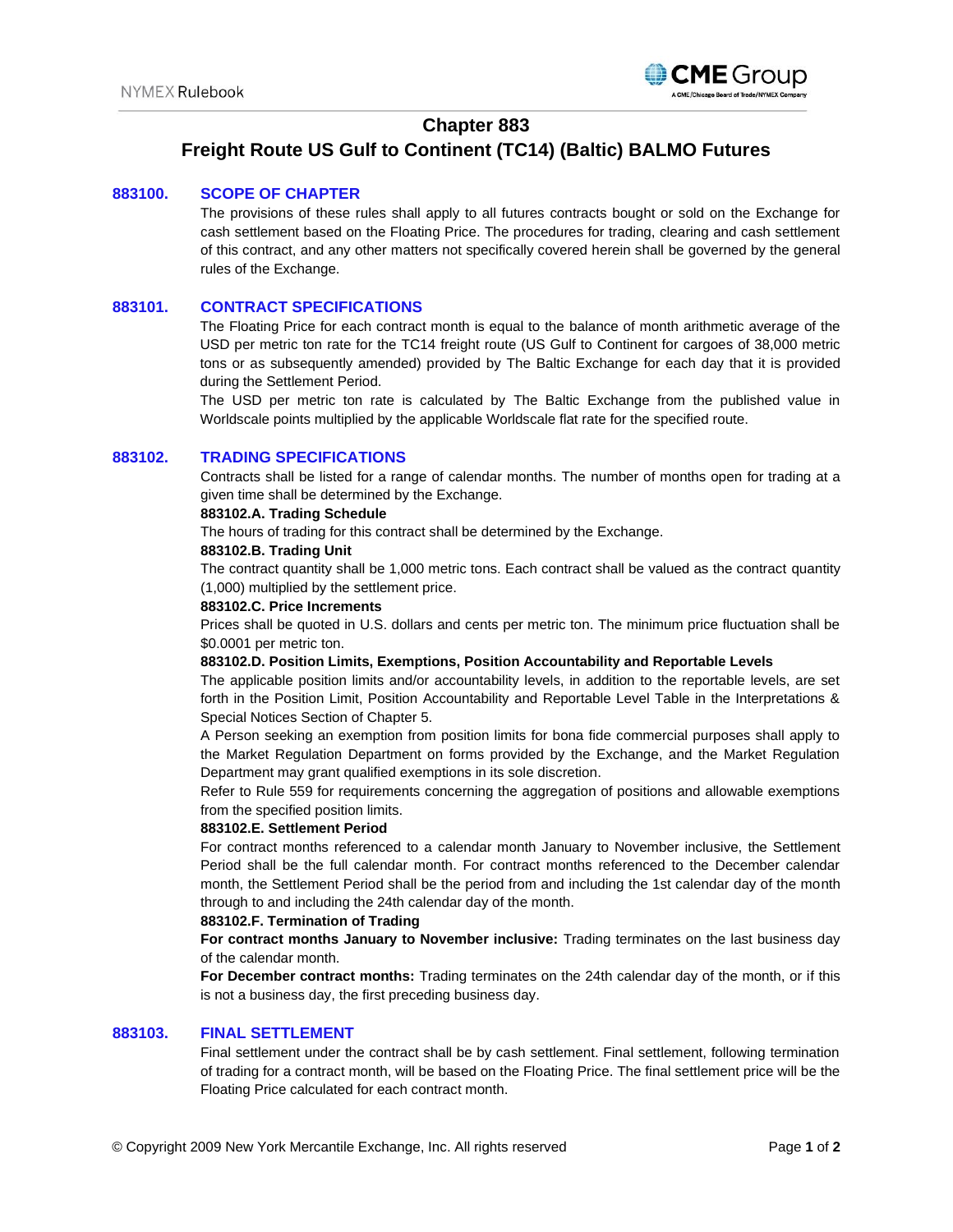# Chapter 883

# Freight Route US Gulf to Continent (TC14) (Baltic) BALMO Futures

## 883100. SCOPE OF CHAPTER

The provisions of these rules shall apply to all futures contracts bought or sold on the Exchange for cash settlement based on the Floating Price. The procedures for trading, clearing and cash settlement of this contract, and any other matters not specifically covered herein shall be governed by the general rules of the Exchange.

## 883101. CONTRACT SPECIFICATIONS

The Floating Price for each contract month is equal to the balance of month arithmetic average of the USD per metric ton rate for the TC14 freight route (US Gulf to Continent for cargoes of 38,000 metric tons or as subsequently amended) provided by The Baltic Exchange for each day that it is provided during the Settlement Period.

The USD per metric ton rate is calculated by The Baltic Exchange from the published value in Worldscale points multiplied by the applicable Worldscale flat rate for the specified route.

## 883102. TRADING SPECIFICATIONS

Contracts shall be listed for a range of calendar months. The number of months open for trading at a given time shall be determined by the Exchange.

**883102.A. Trading Schedule**

The hours of trading for this contract shall be determined by the Exchange.

**883102.B. Trading Unit**

The contract quantity shall be 1,000 metric tons. Each contract shall be valued as the contract quantity (1,000) multiplied by the settlement price.

**883102.C. Price Increments**

Prices shall be quoted in U.S. dollars and cents per metric ton. The minimum price fluctuation shall be $0.0001 per metric ton.

**883102.D. Position Limits, Exemptions, Position Accountability and Reportable Levels**

The applicable position limits and/or accountability levels, in addition to the reportable levels, are set forth in the Position Limit, Position Accountability and Reportable Level Table in the Interpretations & Special Notices Section of Chapter 5.

A Person seeking an exemption from position limits for bona fide commercial purposes shall apply to the Market Regulation Department on forms provided by the Exchange, and the Market Regulation Department may grant qualified exemptions in its sole discretion.

Refer to Rule 559 for requirements concerning the aggregation of positions and allowable exemptions from the specified position limits.

**883102.E. Settlement Period**

For contract months referenced to a calendar month January to November inclusive, the Settlement Period shall be the full calendar month. For contract months referenced to the December calendar month, the Settlement Period shall be the period from and including the 1st calendar day of the month through to and including the 24th calendar day of the month.

**883102.F. Termination of Trading**

**For contract months January to November inclusive:** Trading terminates on the last business day of the calendar month.

**For December contract months:** Trading terminates on the 24th calendar day of the month, or if this is not a business day, the first preceding business day.

## 883103. FINAL SETTLEMENT

Final settlement under the contract shall be by cash settlement. Final settlement, following termination of trading for a contract month, will be based on the Floating Price. The final settlement price will be the Floating Price calculated for each contract month.

© Copyright 2009 New York Mercantile Exchange, Inc. All rights reserved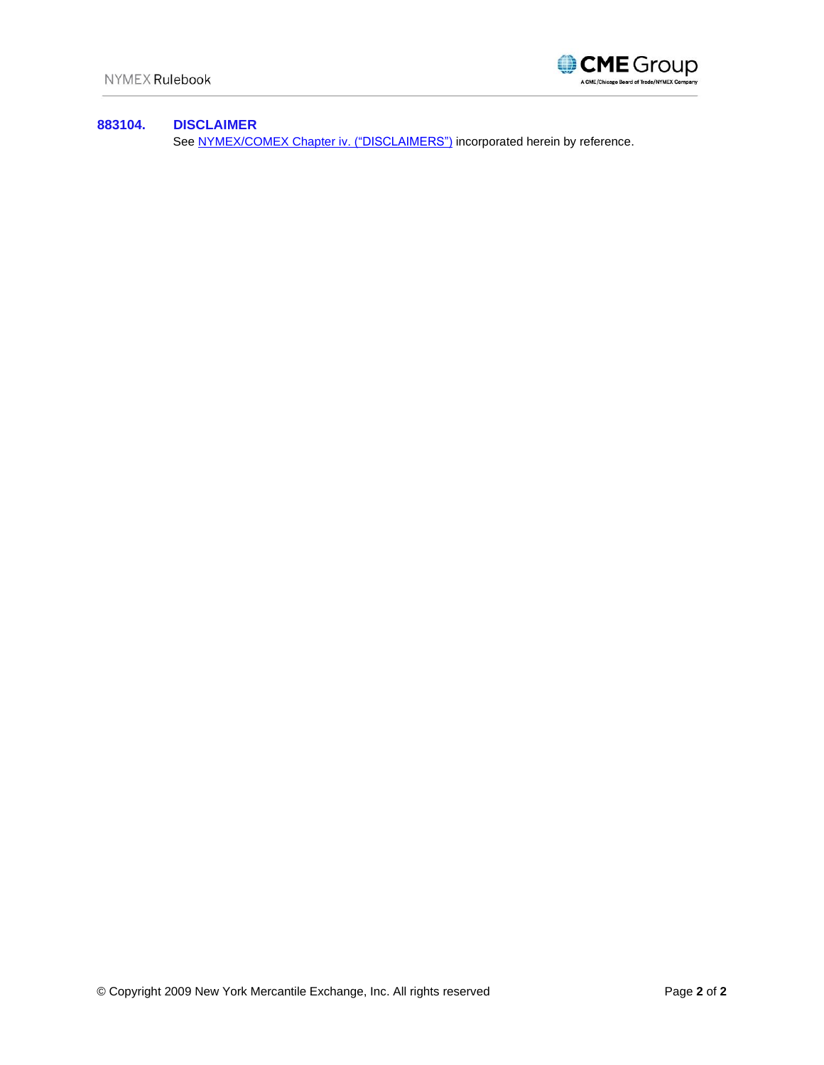### 883104. DISCLAIMER

See NYMEX/COMEX Chapter iv. ("DISCLAIMERS") incorporated herein by reference.